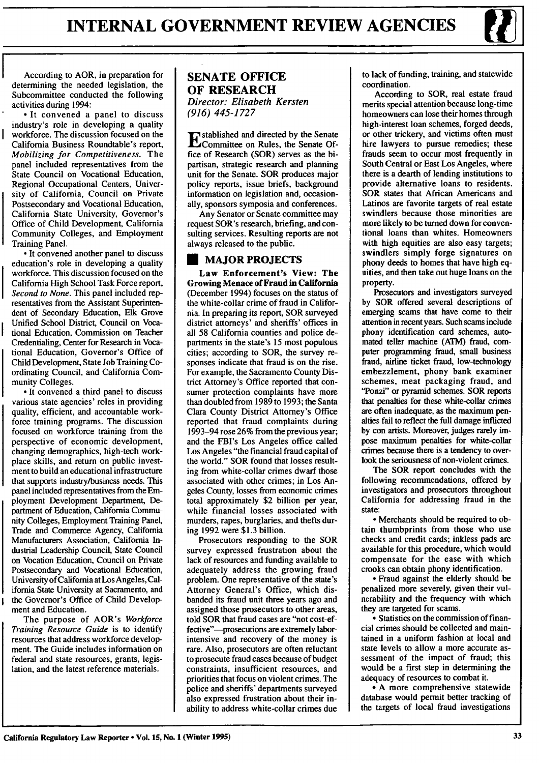According to AOR, in preparation for determining the needed legislation, the Subcommittee conducted the following activities during 1994:

- It convened a panel to discuss industry's role in developing a quality workforce. The discussion focused on the California Business Roundtable's report, *Mobilizing for Competitiveness*. The panel included representatives from the State Council on Vocational Education, Regional Occupational Centers, University of California, Council on Private Postsecondary and Vocational Education, California State University, Governor's Office of Child Development, California Community Colleges, and Employment Training Panel.
- It convened another panel to discuss education's role in developing a quality workforce. This discussion focused on the California High School Task Force report, *Second to None*. This panel included representatives from the Assistant Superintendent of Secondary Education, Elk Grove Unified School District, Council on Vocational Education, Commission on Teacher Credentialing, Center for Research in Vocational Education, Governor's Office of Child Development, State Job Training Coordinating Council, and California Community Colleges.
- It convened a third panel to discuss various state agencies' roles in providing quality, efficient, and accountable workforce training programs. The discussion focused on workforce training from the perspective of economic development, changing demographics, high-tech workplace skills, and return on public investment to build an educational infrastructure that supports industry/business needs. This panel included representatives from the Employment Development Department, Department of Education, California Community Colleges, Employment Training Panel, Trade and Commerce Agency, California Manufacturers Association, California Industrial Leadership Council, State Council on Vocation Education, Council on Private Postsecondary and Vocational Education, University of California at Los Angeles, California State University at Sacramento, and the Governor's Office of Child Development and Education.

The purpose of AOR's *Workforce Training Resource Guide* is to identify resources that address workforce development. The Guide includes information on federal and state resources, grants, legislation, and the latest reference materials.

## SENATE OFFICE OF RESEARCH

*Director: Elisabeth Kersten*
*(916) 445-1727*

Established and directed by the Senate Committee on Rules, the Senate Office of Research (SOR) serves as the bipartisan, strategic research and planning unit for the Senate. SOR produces major policy reports, issue briefs, background information on legislation and, occasionally, sponsors symposia and conferences.

Any Senator or Senate committee may request SOR's research, briefing, and consulting services. Resulting reports are not always released to the public.

### MAJOR PROJECTS

**Law Enforcement's View: The Growing Menace of Fraud in California** (December 1994) focuses on the status of the white-collar crime of fraud in California. In preparing its report, SOR surveyed district attorneys' and sheriffs' offices in all 58 California counties and police departments in the state's 15 most populous cities; according to SOR, the survey responses indicate that fraud is on the rise. For example, the Sacramento County District Attorney's Office reported that consumer protection complaints have more than doubled from 1989 to 1993; the Santa Clara County District Attorney's Office reported that fraud complaints during 1993–94 rose 26% from the previous year; and the FBI's Los Angeles office called Los Angeles "the financial fraud capital of the world." SOR found that losses resulting from white-collar crimes dwarf those associated with other crimes; in Los Angeles County, losses from economic crimes total approximately $2 billion per year, while financial losses associated with murders, rapes, burglaries, and thefts during 1992 were $1.3 billion.

Prosecutors responding to the SOR survey expressed frustration about the lack of resources and funding available to adequately address the growing fraud problem. One representative of the state's Attorney General's Office, which disbanded its fraud unit three years ago and assigned those prosecutors to other areas, told SOR that fraud cases are "not cost-effective"—prosecutions are extremely labor-intensive and recovery of the money is rare. Also, prosecutors are often reluctant to prosecute fraud cases because of budget constraints, insufficient resources, and priorities that focus on violent crimes. The police and sheriffs' departments surveyed also expressed frustration about their inability to address white-collar crimes due to lack of funding, training, and statewide coordination.

According to SOR, real estate fraud merits special attention because long-time homeowners can lose their homes through high-interest loan schemes, forged deeds, or other trickery, and victims often must hire lawyers to pursue remedies; these frauds seem to occur most frequently in South Central or East Los Angeles, where there is a dearth of lending institutions to provide alternative loans to residents. SOR states that African Americans and Latinos are favorite targets of real estate swindlers because those minorities are more likely to be turned down for conventional loans than whites. Homeowners with high equities are also easy targets; swindlers simply forge signatures on phony deeds to homes that have high equities, and then take out huge loans on the property.

Prosecutors and investigators surveyed by SOR offered several descriptions of emerging scams that have come to their attention in recent years. Such scams include phony identification card schemes, automated teller machine (ATM) fraud, computer programming fraud, small business fraud, airline ticket fraud, low-technology embezzlement, phony bank examiner schemes, meat packaging fraud, and "Ponzi" or pyramid schemes. SOR reports that penalties for these white-collar crimes are often inadequate, as the maximum penalties fail to reflect the full damage inflicted by con artists. Moreover, judges rarely impose maximum penalties for white-collar crimes because there is a tendency to overlook the seriousness of non-violent crimes.

The SOR report concludes with the following recommendations, offered by investigators and prosecutors throughout California for addressing fraud in the state:

- Merchants should be required to obtain thumbprints from those who use checks and credit cards; inkless pads are available for this procedure, which would compensate for the ease with which crooks can obtain phony identification.
- Fraud against the elderly should be penalized more severely, given their vulnerability and the frequency with which they are targeted for scams.
- Statistics on the commission of financial crimes should be collected and maintained in a uniform fashion at local and state levels to allow a more accurate assessment of the impact of fraud; this would be a first step in determining the adequacy of resources to combat it.
- A more comprehensive statewide database would permit better tracking of the targets of local fraud investigations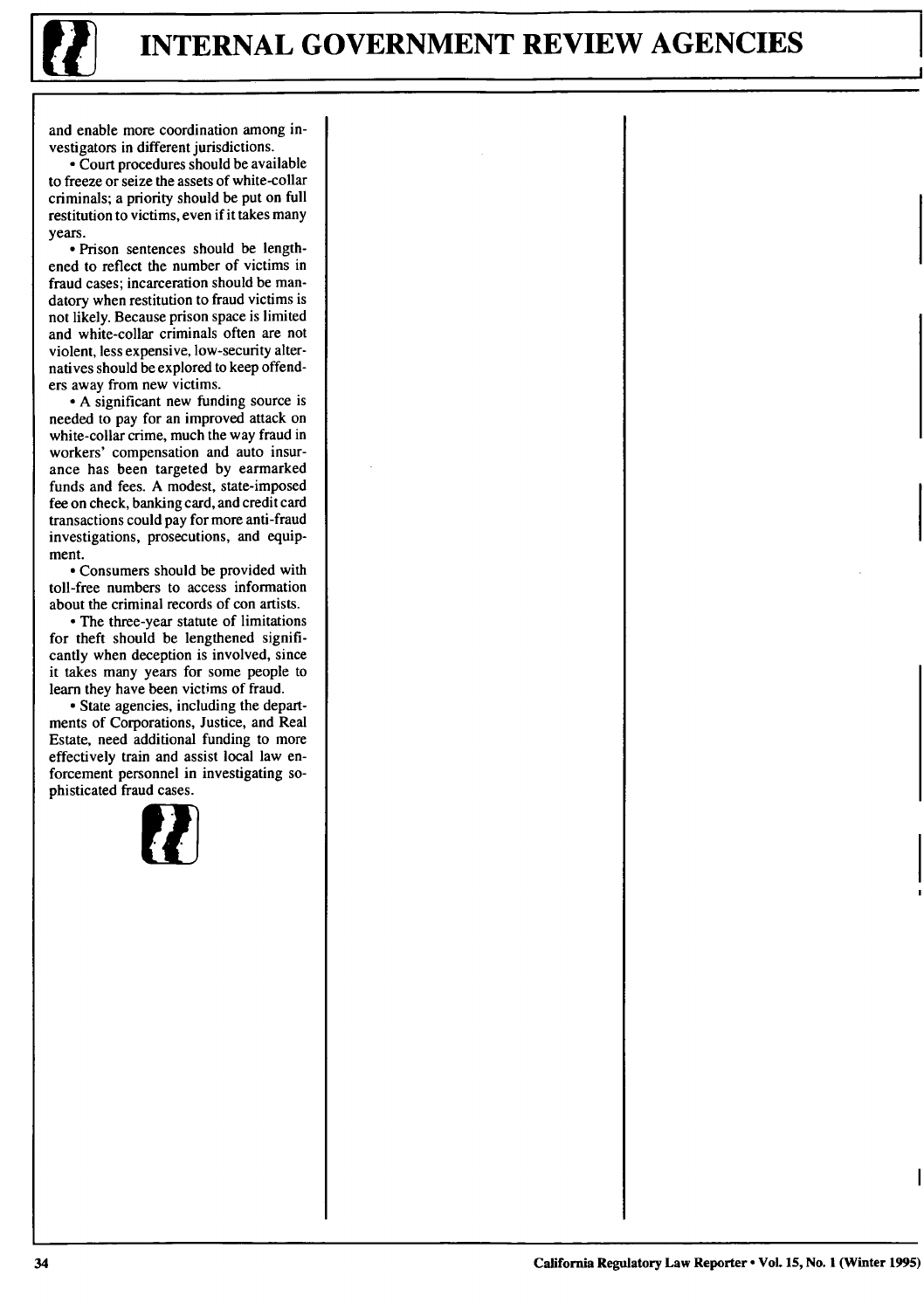and enable more coordination among investigators in different jurisdictions.

- Court procedures should be available to freeze or seize the assets of white-collar criminals; a priority should be put on full restitution to victims, even if it takes many years.
- Prison sentences should be lengthened to reflect the number of victims in fraud cases; incarceration should be mandatory when restitution to fraud victims is not likely. Because prison space is limited and white-collar criminals often are not violent, less expensive, low-security alternatives should be explored to keep offenders away from new victims.
- A significant new funding source is needed to pay for an improved attack on white-collar crime, much the way fraud in workers' compensation and auto insurance has been targeted by earmarked funds and fees. A modest, state-imposed fee on check, banking card, and credit card transactions could pay for more anti-fraud investigations, prosecutions, and equipment.
- Consumers should be provided with toll-free numbers to access information about the criminal records of con artists.
- The three-year statute of limitations for theft should be lengthened significantly when deception is involved, since it takes many years for some people to learn they have been victims of fraud.
- State agencies, including the departments of Corporations, Justice, and Real Estate, need additional funding to more effectively train and assist local law enforcement personnel in investigating sophisticated fraud cases.